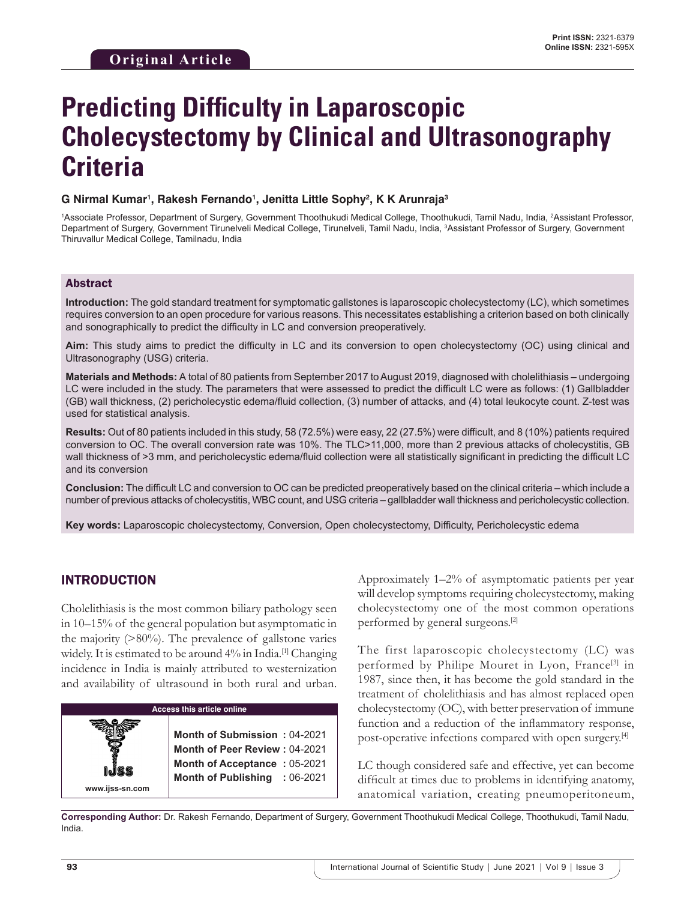Original Article

Print ISSN: 2321-6379
Online ISSN: 2321-595X

# Predicting Difficulty in Laparoscopic Cholecystectomy by Clinical and Ultrasonography Criteria

**G Nirmal Kumar[1], Rakesh Fernando[1], Jenitta Little Sophy[2], K K Arunraja[3]**

[1]Associate Professor, Department of Surgery, Government Thoothukudi Medical College, Thoothukudi, Tamil Nadu, India, [2]Assistant Professor, Department of Surgery, Government Tirunelveli Medical College, Tirunelveli, Tamil Nadu, India, [3]Assistant Professor of Surgery, Government Thiruvallur Medical College, Tamilnadu, India

## Abstract

**Introduction:** The gold standard treatment for symptomatic gallstones is laparoscopic cholecystectomy (LC), which sometimes requires conversion to an open procedure for various reasons. This necessitates establishing a criterion based on both clinically and sonographically to predict the difficulty in LC and conversion preoperatively.

**Aim:** This study aims to predict the difficulty in LC and its conversion to open cholecystectomy (OC) using clinical and Ultrasonography (USG) criteria.

**Materials and Methods:** A total of 80 patients from September 2017 to August 2019, diagnosed with cholelithiasis – undergoing LC were included in the study. The parameters that were assessed to predict the difficult LC were as follows: (1) Gallbladder (GB) wall thickness, (2) pericholecystic edema/fluid collection, (3) number of attacks, and (4) total leukocyte count. Z-test was used for statistical analysis.

**Results:** Out of 80 patients included in this study, 58 (72.5%) were easy, 22 (27.5%) were difficult, and 8 (10%) patients required conversion to OC. The overall conversion rate was 10%. The TLC>11,000, more than 2 previous attacks of cholecystitis, GB wall thickness of >3 mm, and pericholecystic edema/fluid collection were all statistically significant in predicting the difficult LC and its conversion

**Conclusion:** The difficult LC and conversion to OC can be predicted preoperatively based on the clinical criteria – which include a number of previous attacks of cholecystitis, WBC count, and USG criteria – gallbladder wall thickness and pericholecystic collection.

**Key words:** Laparoscopic cholecystectomy, Conversion, Open cholecystectomy, Difficulty, Pericholecystic edema

## INTRODUCTION

Cholelithiasis is the most common biliary pathology seen in 10–15% of the general population but asymptomatic in the majority (>80%). The prevalence of gallstone varies widely. It is estimated to be around 4% in India.[1] Changing incidence in India is mainly attributed to westernization and availability of ultrasound in both rural and urban. Approximately 1–2% of asymptomatic patients per year will develop symptoms requiring cholecystectomy, making cholecystectomy one of the most common operations performed by general surgeons.[2]

The first laparoscopic cholecystectomy (LC) was performed by Philipe Mouret in Lyon, France[3] in 1987, since then, it has become the gold standard in the treatment of cholelithiasis and has almost replaced open cholecystectomy (OC), with better preservation of immune function and a reduction of the inflammatory response, post-operative infections compared with open surgery.[4]

LC though considered safe and effective, yet can become difficult at times due to problems in identifying anatomy, anatomical variation, creating pneumoperitoneum,

| Access this article online | |
|---|---|
| www.ijss-sn.com | **Month of Submission :** 04-2021 |
| | **Month of Peer Review :** 04-2021 |
| | **Month of Acceptance :** 05-2021 |
| | **Month of Publishing :** 06-2021 |

**Corresponding Author:** Dr. Rakesh Fernando, Department of Surgery, Government Thoothukudi Medical College, Thoothukudi, Tamil Nadu, India.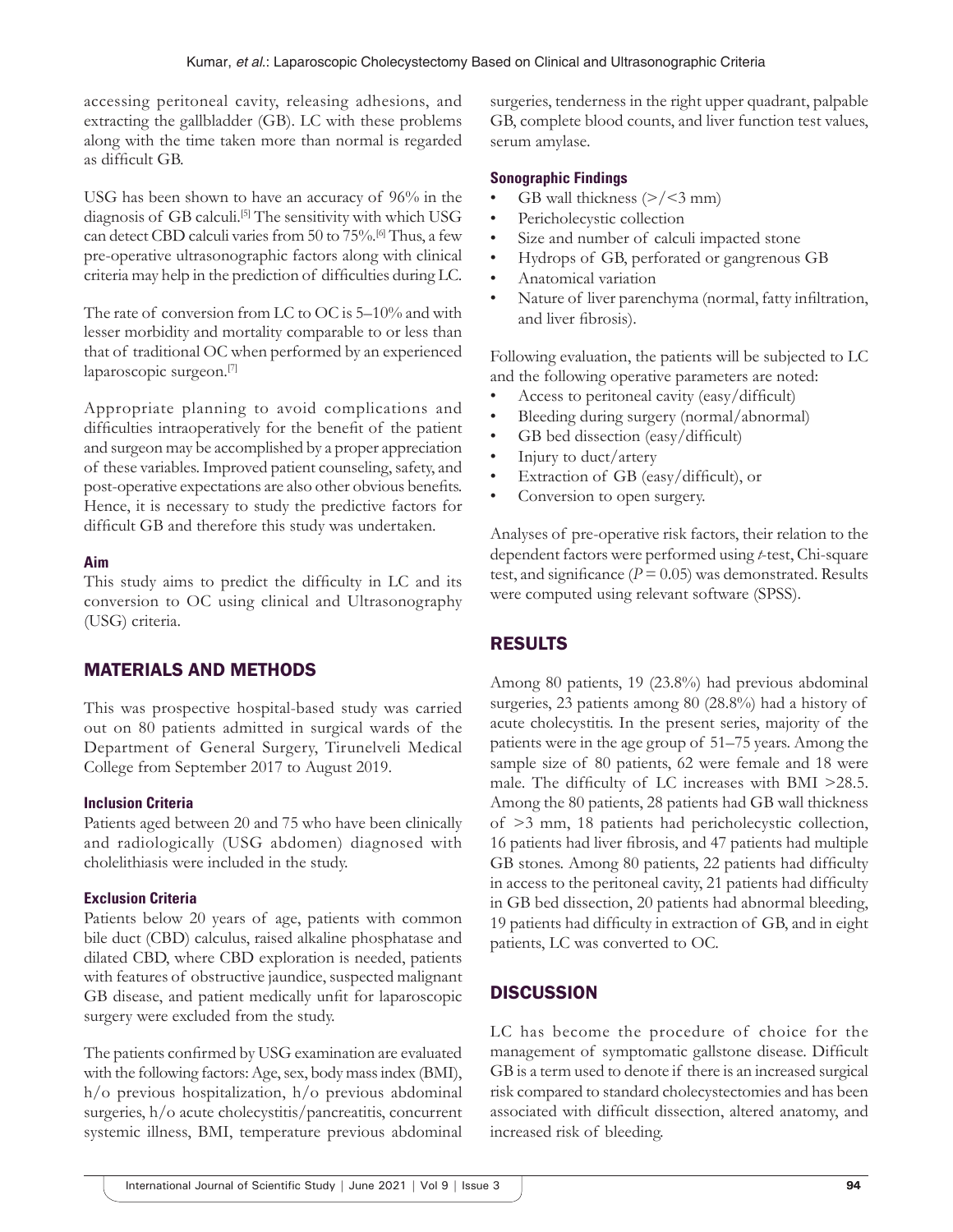accessing peritoneal cavity, releasing adhesions, and extracting the gallbladder (GB). LC with these problems along with the time taken more than normal is regarded as difficult GB.

USG has been shown to have an accuracy of 96% in the diagnosis of GB calculi.[5] The sensitivity with which USG can detect CBD calculi varies from 50 to 75%.[6] Thus, a few pre-operative ultrasonographic factors along with clinical criteria may help in the prediction of difficulties during LC.

The rate of conversion from LC to OC is 5–10% and with lesser morbidity and mortality comparable to or less than that of traditional OC when performed by an experienced laparoscopic surgeon.[7]

Appropriate planning to avoid complications and difficulties intraoperatively for the benefit of the patient and surgeon may be accomplished by a proper appreciation of these variables. Improved patient counseling, safety, and post-operative expectations are also other obvious benefits. Hence, it is necessary to study the predictive factors for difficult GB and therefore this study was undertaken.

### Aim

This study aims to predict the difficulty in LC and its conversion to OC using clinical and Ultrasonography (USG) criteria.

## MATERIALS AND METHODS

This was prospective hospital-based study was carried out on 80 patients admitted in surgical wards of the Department of General Surgery, Tirunelveli Medical College from September 2017 to August 2019.

### Inclusion Criteria

Patients aged between 20 and 75 who have been clinically and radiologically (USG abdomen) diagnosed with cholelithiasis were included in the study.

### Exclusion Criteria

Patients below 20 years of age, patients with common bile duct (CBD) calculus, raised alkaline phosphatase and dilated CBD, where CBD exploration is needed, patients with features of obstructive jaundice, suspected malignant GB disease, and patient medically unfit for laparoscopic surgery were excluded from the study.

The patients confirmed by USG examination are evaluated with the following factors: Age, sex, body mass index (BMI), h/o previous hospitalization, h/o previous abdominal surgeries, h/o acute cholecystitis/pancreatitis, concurrent systemic illness, BMI, temperature previous abdominal surgeries, tenderness in the right upper quadrant, palpable GB, complete blood counts, and liver function test values, serum amylase.

### Sonographic Findings

- GB wall thickness (>/<3 mm)
- Pericholecystic collection
- Size and number of calculi impacted stone
- Hydrops of GB, perforated or gangrenous GB
- Anatomical variation
- Nature of liver parenchyma (normal, fatty infiltration, and liver fibrosis).

Following evaluation, the patients will be subjected to LC and the following operative parameters are noted:

- Access to peritoneal cavity (easy/difficult)
- Bleeding during surgery (normal/abnormal)
- GB bed dissection (easy/difficult)
- Injury to duct/artery
- Extraction of GB (easy/difficult), or
- Conversion to open surgery.

Analyses of pre-operative risk factors, their relation to the dependent factors were performed using *t*-test, Chi-square test, and significance ($P = 0.05$) was demonstrated. Results were computed using relevant software (SPSS).

## RESULTS

Among 80 patients, 19 (23.8%) had previous abdominal surgeries, 23 patients among 80 (28.8%) had a history of acute cholecystitis. In the present series, majority of the patients were in the age group of 51–75 years. Among the sample size of 80 patients, 62 were female and 18 were male. The difficulty of LC increases with BMI >28.5. Among the 80 patients, 28 patients had GB wall thickness of >3 mm, 18 patients had pericholecystic collection, 16 patients had liver fibrosis, and 47 patients had multiple GB stones. Among 80 patients, 22 patients had difficulty in access to the peritoneal cavity, 21 patients had difficulty in GB bed dissection, 20 patients had abnormal bleeding, 19 patients had difficulty in extraction of GB, and in eight patients, LC was converted to OC.

## DISCUSSION

LC has become the procedure of choice for the management of symptomatic gallstone disease. Difficult GB is a term used to denote if there is an increased surgical risk compared to standard cholecystectomies and has been associated with difficult dissection, altered anatomy, and increased risk of bleeding.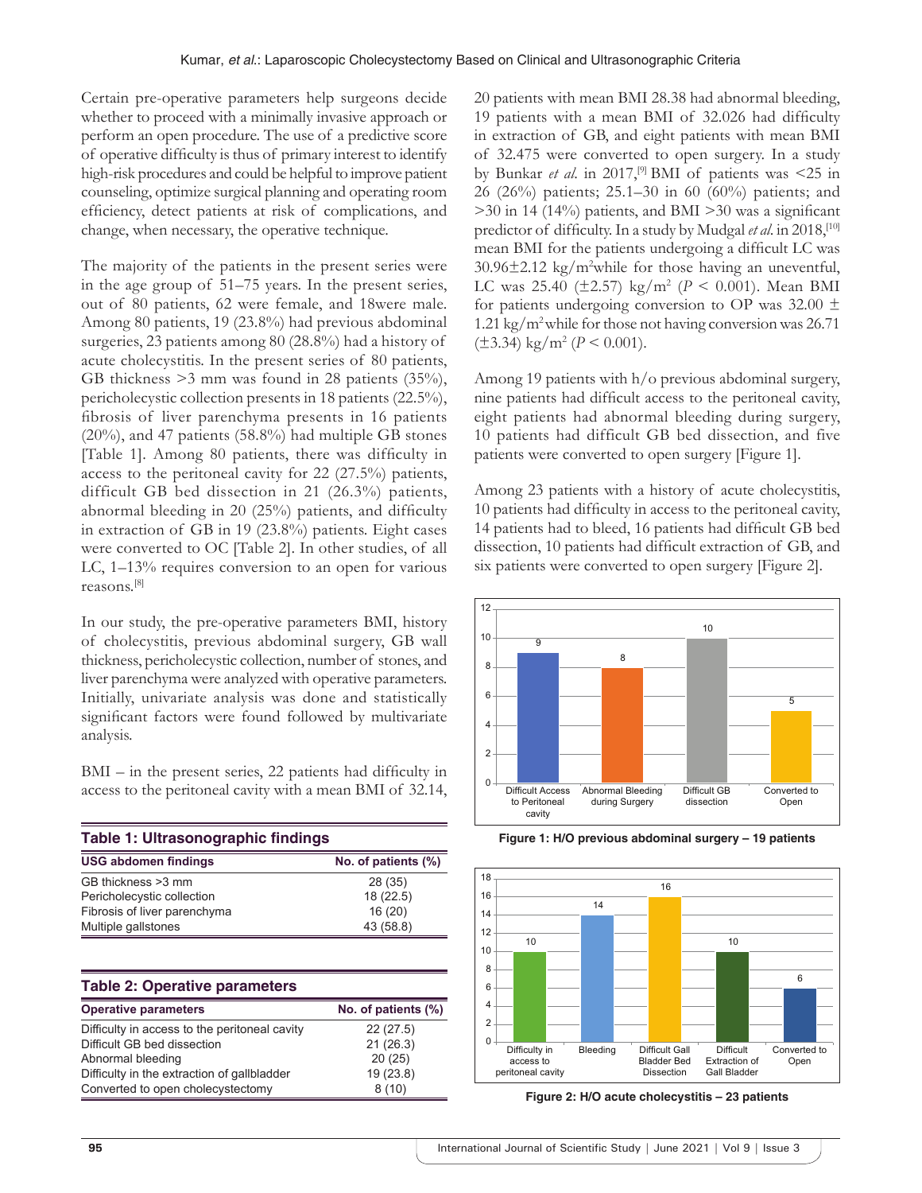Certain pre-operative parameters help surgeons decide whether to proceed with a minimally invasive approach or perform an open procedure. The use of a predictive score of operative difficulty is thus of primary interest to identify high-risk procedures and could be helpful to improve patient counseling, optimize surgical planning and operating room efficiency, detect patients at risk of complications, and change, when necessary, the operative technique.

The majority of the patients in the present series were in the age group of 51–75 years. In the present series, out of 80 patients, 62 were female, and 18were male. Among 80 patients, 19 (23.8%) had previous abdominal surgeries, 23 patients among 80 (28.8%) had a history of acute cholecystitis. In the present series of 80 patients, GB thickness >3 mm was found in 28 patients (35%), pericholecystic collection presents in 18 patients (22.5%), fibrosis of liver parenchyma presents in 16 patients (20%), and 47 patients (58.8%) had multiple GB stones [Table 1]. Among 80 patients, there was difficulty in access to the peritoneal cavity for 22 (27.5%) patients, difficult GB bed dissection in 21 (26.3%) patients, abnormal bleeding in 20 (25%) patients, and difficulty in extraction of GB in 19 (23.8%) patients. Eight cases were converted to OC [Table 2]. In other studies, of all LC, 1–13% requires conversion to an open for various reasons.[8]

In our study, the pre-operative parameters BMI, history of cholecystitis, previous abdominal surgery, GB wall thickness, pericholecystic collection, number of stones, and liver parenchyma were analyzed with operative parameters. Initially, univariate analysis was done and statistically significant factors were found followed by multivariate analysis.

BMI – in the present series, 22 patients had difficulty in access to the peritoneal cavity with a mean BMI of 32.14, 20 patients with mean BMI 28.38 had abnormal bleeding, 19 patients with a mean BMI of 32.026 had difficulty in extraction of GB, and eight patients with mean BMI of 32.475 were converted to open surgery. In a study by Bunkar *et al.* in 2017,[9] BMI of patients was <25 in 26 (26%) patients; 25.1–30 in 60 (60%) patients; and >30 in 14 (14%) patients, and BMI >30 was a significant predictor of difficulty. In a study by Mudgal *et al.* in 2018,[10] mean BMI for the patients undergoing a difficult LC was $30.96 \pm 2.12$ kg/m$^2$while for those having an uneventful, LC was 25.40 ($\pm$2.57) kg/m$^2$ ($P < 0.001$). Mean BMI for patients undergoing conversion to OP was $32.00 \pm 1.21$ kg/m$^2$while for those not having conversion was 26.71 ($\pm$3.34) kg/m$^2$ ($P < 0.001$).

**Table 1: Ultrasonographic findings**

| USG abdomen findings | No. of patients (%) |
|---|---|
| GB thickness >3 mm | 28 (35) |
| Pericholecystic collection | 18 (22.5) |
| Fibrosis of liver parenchyma | 16 (20) |
| Multiple gallstones | 43 (58.8) |

**Table 2: Operative parameters**

| Operative parameters | No. of patients (%) |
|---|---|
| Difficulty in access to the peritoneal cavity | 22 (27.5) |
| Difficult GB bed dissection | 21 (26.3) |
| Abnormal bleeding | 20 (25) |
| Difficulty in the extraction of gallbladder | 19 (23.8) |
| Converted to open cholecystectomy | 8 (10) |

Among 19 patients with h/o previous abdominal surgery, nine patients had difficult access to the peritoneal cavity, eight patients had abnormal bleeding during surgery, 10 patients had difficult GB bed dissection, and five patients were converted to open surgery [Figure 1].

Among 23 patients with a history of acute cholecystitis, 10 patients had difficulty in access to the peritoneal cavity, 14 patients had to bleed, 16 patients had difficult GB bed dissection, 10 patients had difficult extraction of GB, and six patients were converted to open surgery [Figure 2].

**Figure 1: H/O previous abdominal surgery – 19 patients**

**Figure 2: H/O acute cholecystitis – 23 patients**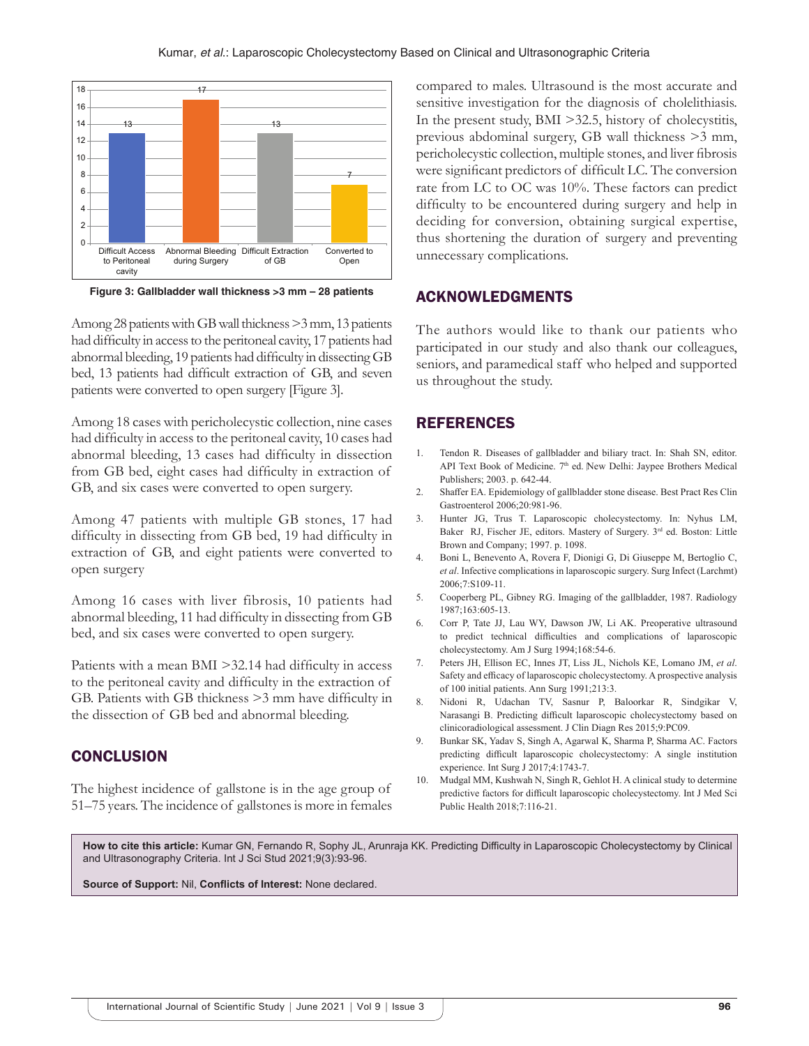18
16
14
12
10
8
6
4
2
0

13
17
13
7

Difficult Access to Peritoneal cavity
Abnormal Bleeding during Surgery
Difficult Extraction of GB
Converted to Open

**Figure 3: Gallbladder wall thickness >3 mm – 28 patients**

Among 28 patients with GB wall thickness >3 mm, 13 patients had difficulty in access to the peritoneal cavity, 17 patients had abnormal bleeding, 19 patients had difficulty in dissecting GB bed, 13 patients had difficult extraction of GB, and seven patients were converted to open surgery [Figure 3].

Among 18 cases with pericholecystic collection, nine cases had difficulty in access to the peritoneal cavity, 10 cases had abnormal bleeding, 13 cases had difficulty in dissection from GB bed, eight cases had difficulty in extraction of GB, and six cases were converted to open surgery.

Among 47 patients with multiple GB stones, 17 had difficulty in dissecting from GB bed, 19 had difficulty in extraction of GB, and eight patients were converted to open surgery

Among 16 cases with liver fibrosis, 10 patients had abnormal bleeding, 11 had difficulty in dissecting from GB bed, and six cases were converted to open surgery.

Patients with a mean BMI >32.14 had difficulty in access to the peritoneal cavity and difficulty in the extraction of GB. Patients with GB thickness >3 mm have difficulty in the dissection of GB bed and abnormal bleeding.

## CONCLUSION

The highest incidence of gallstone is in the age group of 51–75 years. The incidence of gallstones is more in females compared to males. Ultrasound is the most accurate and sensitive investigation for the diagnosis of cholelithiasis. In the present study, BMI >32.5, history of cholecystitis, previous abdominal surgery, GB wall thickness >3 mm, pericholecystic collection, multiple stones, and liver fibrosis were significant predictors of difficult LC. The conversion rate from LC to OC was 10%. These factors can predict difficulty to be encountered during surgery and help in deciding for conversion, obtaining surgical expertise, thus shortening the duration of surgery and preventing unnecessary complications.

## ACKNOWLEDGMENTS

The authors would like to thank our patients who participated in our study and also thank our colleagues, seniors, and paramedical staff who helped and supported us throughout the study.

## REFERENCES

1. Tendon R. Diseases of gallbladder and biliary tract. In: Shah SN, editor. API Text Book of Medicine. 7th ed. New Delhi: Jaypee Brothers Medical Publishers; 2003. p. 642-44.
2. Shaffer EA. Epidemiology of gallbladder stone disease. Best Pract Res Clin Gastroenterol 2006;20:981-96.
3. Hunter JG, Trus T. Laparoscopic cholecystectomy. In: Nyhus LM, Baker RJ, Fischer JE, editors. Mastery of Surgery. 3rd ed. Boston: Little Brown and Company; 1997. p. 1098.
4. Boni L, Benevento A, Rovera F, Dionigi G, Di Giuseppe M, Bertoglio C, *et al*. Infective complications in laparoscopic surgery. Surg Infect (Larchmt) 2006;7:S109-11.
5. Cooperberg PL, Gibney RG. Imaging of the gallbladder, 1987. Radiology 1987;163:605-13.
6. Corr P, Tate JJ, Lau WY, Dawson JW, Li AK. Preoperative ultrasound to predict technical difficulties and complications of laparoscopic cholecystectomy. Am J Surg 1994;168:54-6.
7. Peters JH, Ellison EC, Innes JT, Liss JL, Nichols KE, Lomano JM, *et al*. Safety and efficacy of laparoscopic cholecystectomy. A prospective analysis of 100 initial patients. Ann Surg 1991;213:3.
8. Nidoni R, Udachan TV, Sasnur P, Baloorkar R, Sindgikar V, Narasangi B. Predicting difficult laparoscopic cholecystectomy based on clinicoradiological assessment. J Clin Diagn Res 2015;9:PC09.
9. Bunkar SK, Yadav S, Singh A, Agarwal K, Sharma P, Sharma AC. Factors predicting difficult laparoscopic cholecystectomy: A single institution experience. Int Surg J 2017;4:1743-7.
10. Mudgal MM, Kushwah N, Singh R, Gehlot H. A clinical study to determine predictive factors for difficult laparoscopic cholecystectomy. Int J Med Sci Public Health 2018;7:116-21.

**How to cite this article:** Kumar GN, Fernando R, Sophy JL, Arunraja KK. Predicting Difficulty in Laparoscopic Cholecystectomy by Clinical and Ultrasonography Criteria. Int J Sci Stud 2021;9(3):93-96.

**Source of Support:** Nil, **Conflicts of Interest:** None declared.